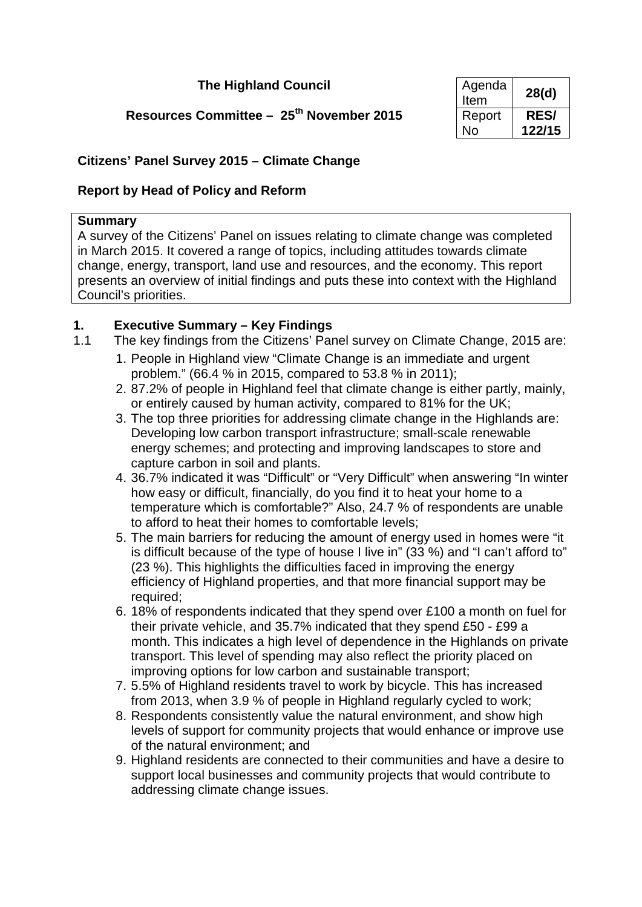**The Highland Council**

**Resources Committee – 25th November 2015**

| Agenda Item | **28(d)** |
|---|---|
| Report No | **RES/ 122/15** |

## Citizens' Panel Survey 2015 – Climate Change

### Report by Head of Policy and Reform

**Summary**

A survey of the Citizens' Panel on issues relating to climate change was completed in March 2015. It covered a range of topics, including attitudes towards climate change, energy, transport, land use and resources, and the economy. This report presents an overview of initial findings and puts these into context with the Highland Council's priorities.

## 1. Executive Summary – Key Findings

1.1 The key findings from the Citizens' Panel survey on Climate Change, 2015 are:

1. People in Highland view "Climate Change is an immediate and urgent problem." (66.4 % in 2015, compared to 53.8 % in 2011);
2. 87.2% of people in Highland feel that climate change is either partly, mainly, or entirely caused by human activity, compared to 81% for the UK;
3. The top three priorities for addressing climate change in the Highlands are: Developing low carbon transport infrastructure; small-scale renewable energy schemes; and protecting and improving landscapes to store and capture carbon in soil and plants.
4. 36.7% indicated it was "Difficult" or "Very Difficult" when answering "In winter how easy or difficult, financially, do you find it to heat your home to a temperature which is comfortable?" Also, 24.7 % of respondents are unable to afford to heat their homes to comfortable levels;
5. The main barriers for reducing the amount of energy used in homes were "it is difficult because of the type of house I live in" (33 %) and "I can't afford to" (23 %). This highlights the difficulties faced in improving the energy efficiency of Highland properties, and that more financial support may be required;
6. 18% of respondents indicated that they spend over £100 a month on fuel for their private vehicle, and 35.7% indicated that they spend £50 - £99 a month. This indicates a high level of dependence in the Highlands on private transport. This level of spending may also reflect the priority placed on improving options for low carbon and sustainable transport;
7. 5.5% of Highland residents travel to work by bicycle. This has increased from 2013, when 3.9 % of people in Highland regularly cycled to work;
8. Respondents consistently value the natural environment, and show high levels of support for community projects that would enhance or improve use of the natural environment; and
9. Highland residents are connected to their communities and have a desire to support local businesses and community projects that would contribute to addressing climate change issues.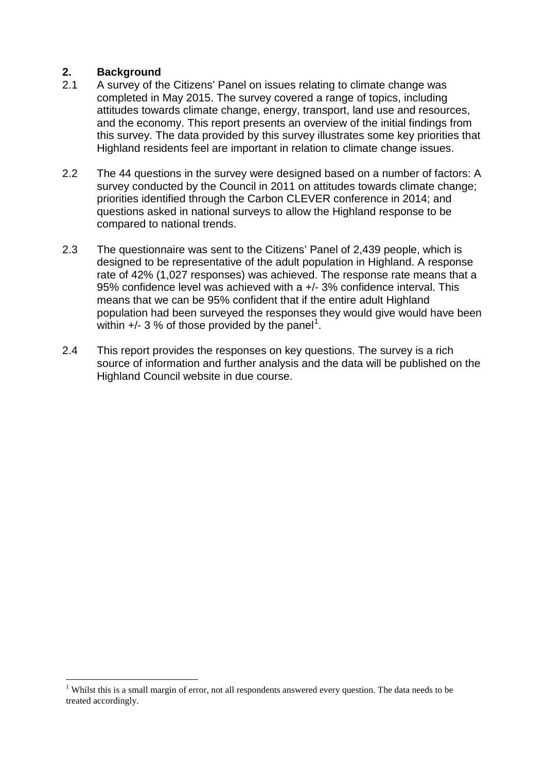## 2. Background

2.1 A survey of the Citizens' Panel on issues relating to climate change was completed in May 2015. The survey covered a range of topics, including attitudes towards climate change, energy, transport, land use and resources, and the economy. This report presents an overview of the initial findings from this survey. The data provided by this survey illustrates some key priorities that Highland residents feel are important in relation to climate change issues.

2.2 The 44 questions in the survey were designed based on a number of factors: A survey conducted by the Council in 2011 on attitudes towards climate change; priorities identified through the Carbon CLEVER conference in 2014; and questions asked in national surveys to allow the Highland response to be compared to national trends.

2.3 The questionnaire was sent to the Citizens' Panel of 2,439 people, which is designed to be representative of the adult population in Highland. A response rate of 42% (1,027 responses) was achieved. The response rate means that a 95% confidence level was achieved with a +/- 3% confidence interval. This means that we can be 95% confident that if the entire adult Highland population had been surveyed the responses they would give would have been within +/- 3 % of those provided by the panel[1].

2.4 This report provides the responses on key questions. The survey is a rich source of information and further analysis and the data will be published on the Highland Council website in due course.

---

[1] Whilst this is a small margin of error, not all respondents answered every question. The data needs to be treated accordingly.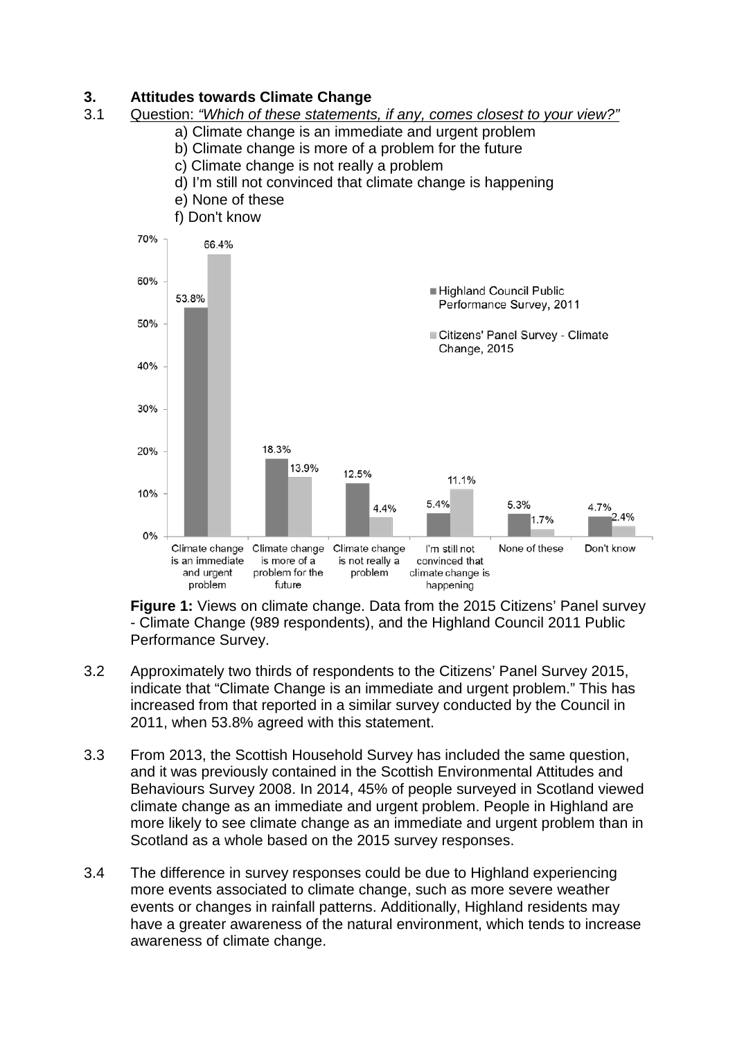## 3. Attitudes towards Climate Change

3.1 Question: *"Which of these statements, if any, comes closest to your view?"*

a) Climate change is an immediate and urgent problem
b) Climate change is more of a problem for the future
c) Climate change is not really a problem
d) I'm still not convinced that climate change is happening
e) None of these
f) Don't know

| | Highland Council Public Performance Survey, 2011 | Citizens' Panel Survey - Climate Change, 2015 |
|---|---|---|
| Climate change is an immediate and urgent problem | 53.8% | 66.4% |
| Climate change is more of a problem for the future | 18.3% | 13.9% |
| Climate change is not really a problem | 12.5% | 4.4% |
| I'm still not convinced that climate change is happening | 5.4% | 11.1% |
| None of these | 5.3% | 1.7% |
| Don't know | 4.7% | 2.4% |

**Figure 1:** Views on climate change. Data from the 2015 Citizens' Panel survey - Climate Change (989 respondents), and the Highland Council 2011 Public Performance Survey.

3.2 Approximately two thirds of respondents to the Citizens' Panel Survey 2015, indicate that "Climate Change is an immediate and urgent problem." This has increased from that reported in a similar survey conducted by the Council in 2011, when 53.8% agreed with this statement.

3.3 From 2013, the Scottish Household Survey has included the same question, and it was previously contained in the Scottish Environmental Attitudes and Behaviours Survey 2008. In 2014, 45% of people surveyed in Scotland viewed climate change as an immediate and urgent problem. People in Highland are more likely to see climate change as an immediate and urgent problem than in Scotland as a whole based on the 2015 survey responses.

3.4 The difference in survey responses could be due to Highland experiencing more events associated to climate change, such as more severe weather events or changes in rainfall patterns. Additionally, Highland residents may have a greater awareness of the natural environment, which tends to increase awareness of climate change.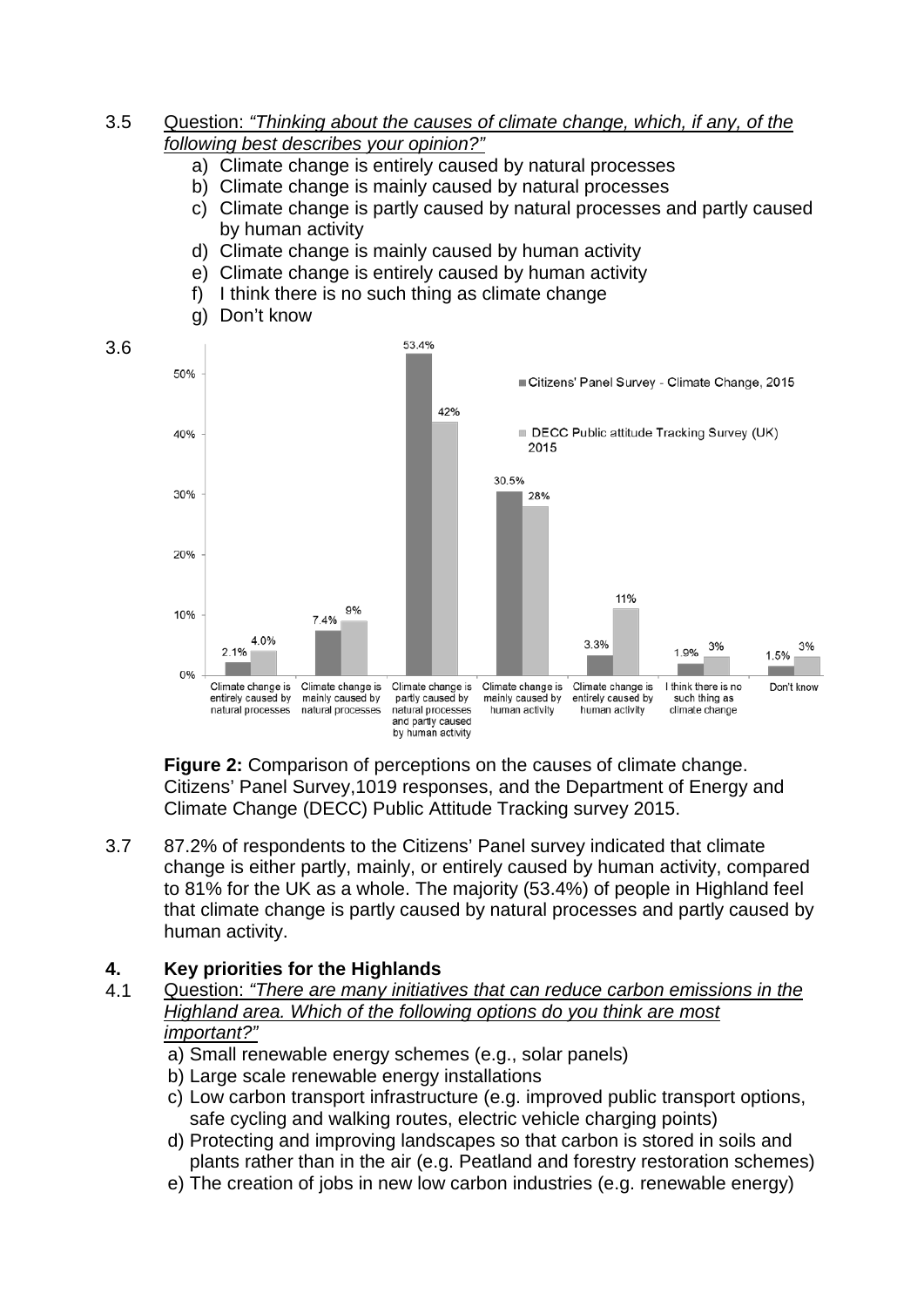3.5 Question: *"Thinking about the causes of climate change, which, if any, of the following best describes your opinion?"*

a) Climate change is entirely caused by natural processes
b) Climate change is mainly caused by natural processes
c) Climate change is partly caused by natural processes and partly caused by human activity
d) Climate change is mainly caused by human activity
e) Climate change is entirely caused by human activity
f) I think there is no such thing as climate change
g) Don't know

3.6

| | Citizens' Panel Survey - Climate Change, 2015 | DECC Public attitude Tracking Survey (UK) 2015 |
|---|---|---|
| Climate change is entirely caused by natural processes | 2.1% | 4.0% |
| Climate change is mainly caused by natural processes | 7.4% | 9% |
| Climate change is partly caused by natural processes and partly caused by human activity | 53.4% | 42% |
| Climate change is mainly caused by human activity | 30.5% | 28% |
| Climate change is entirely caused by human activity | 3.3% | 11% |
| I think there is no such thing as climate change | 1.9% | 3% |
| Don't know | 1.5% | 3% |

**Figure 2:** Comparison of perceptions on the causes of climate change. Citizens' Panel Survey,1019 responses, and the Department of Energy and Climate Change (DECC) Public Attitude Tracking survey 2015.

3.7 87.2% of respondents to the Citizens' Panel survey indicated that climate change is either partly, mainly, or entirely caused by human activity, compared to 81% for the UK as a whole. The majority (53.4%) of people in Highland feel that climate change is partly caused by natural processes and partly caused by human activity.

## 4. Key priorities for the Highlands

4.1 Question: *"There are many initiatives that can reduce carbon emissions in the Highland area. Which of the following options do you think are most important?"*

a) Small renewable energy schemes (e.g., solar panels)
b) Large scale renewable energy installations
c) Low carbon transport infrastructure (e.g. improved public transport options, safe cycling and walking routes, electric vehicle charging points)
d) Protecting and improving landscapes so that carbon is stored in soils and plants rather than in the air (e.g. Peatland and forestry restoration schemes)
e) The creation of jobs in new low carbon industries (e.g. renewable energy)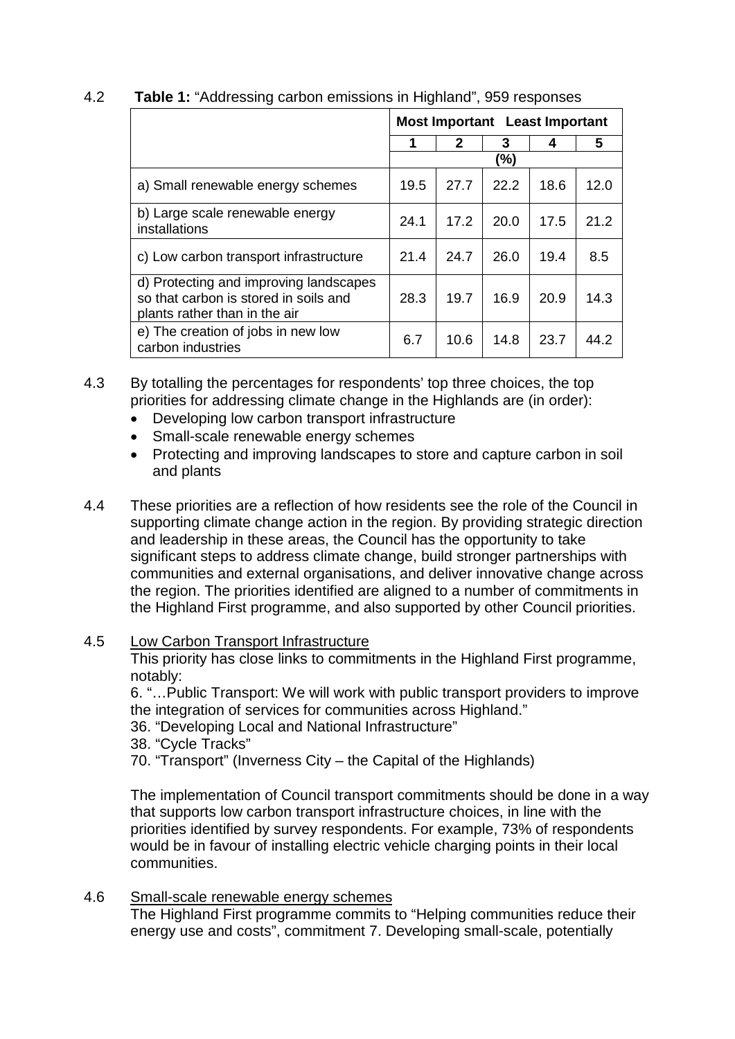4.2 **Table 1:** "Addressing carbon emissions in Highland", 959 responses

| | Most Important | | | | Least Important |
|---|---|---|---|---|---|
| | 1 | 2 | 3 | 4 | 5 |
| | (%) | | | | |
| a) Small renewable energy schemes | 19.5 | 27.7 | 22.2 | 18.6 | 12.0 |
| b) Large scale renewable energy installations | 24.1 | 17.2 | 20.0 | 17.5 | 21.2 |
| c) Low carbon transport infrastructure | 21.4 | 24.7 | 26.0 | 19.4 | 8.5 |
| d) Protecting and improving landscapes so that carbon is stored in soils and plants rather than in the air | 28.3 | 19.7 | 16.9 | 20.9 | 14.3 |
| e) The creation of jobs in new low carbon industries | 6.7 | 10.6 | 14.8 | 23.7 | 44.2 |

4.3 By totalling the percentages for respondents' top three choices, the top priorities for addressing climate change in the Highlands are (in order):

- Developing low carbon transport infrastructure
- Small-scale renewable energy schemes
- Protecting and improving landscapes to store and capture carbon in soil and plants

4.4 These priorities are a reflection of how residents see the role of the Council in supporting climate change action in the region. By providing strategic direction and leadership in these areas, the Council has the opportunity to take significant steps to address climate change, build stronger partnerships with communities and external organisations, and deliver innovative change across the region. The priorities identified are aligned to a number of commitments in the Highland First programme, and also supported by other Council priorities.

4.5 <u>Low Carbon Transport Infrastructure</u>

This priority has close links to commitments in the Highland First programme, notably:

6. "…Public Transport: We will work with public transport providers to improve the integration of services for communities across Highland."
36. "Developing Local and National Infrastructure"
38. "Cycle Tracks"
70. "Transport" (Inverness City – the Capital of the Highlands)

The implementation of Council transport commitments should be done in a way that supports low carbon transport infrastructure choices, in line with the priorities identified by survey respondents. For example, 73% of respondents would be in favour of installing electric vehicle charging points in their local communities.

4.6 <u>Small-scale renewable energy schemes</u>

The Highland First programme commits to "Helping communities reduce their energy use and costs", commitment 7. Developing small-scale, potentially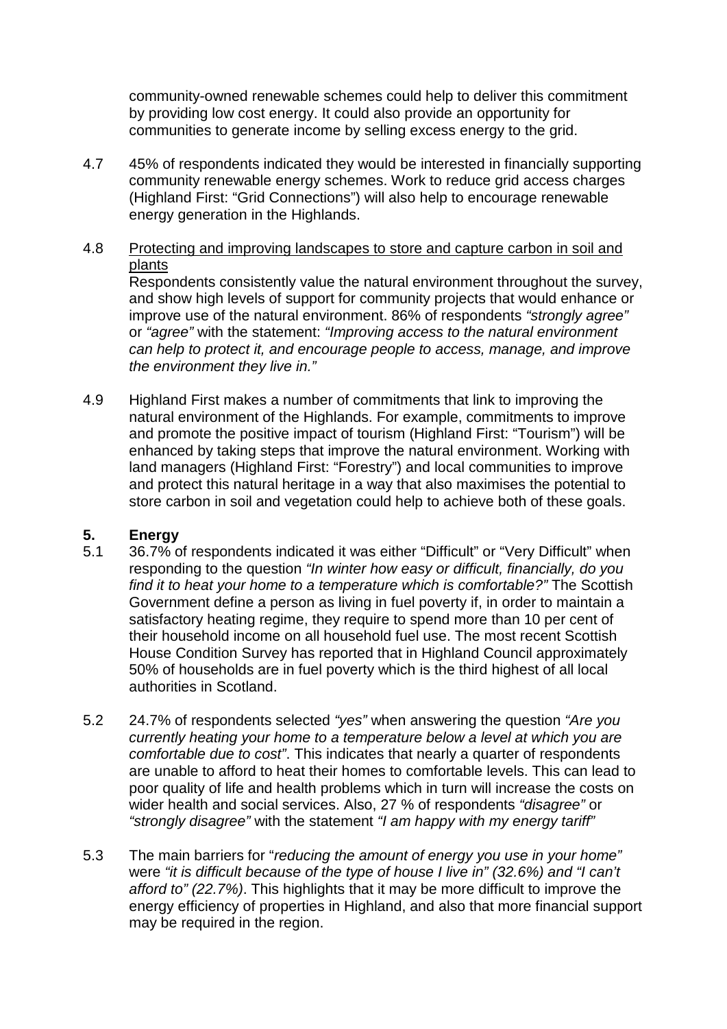community-owned renewable schemes could help to deliver this commitment by providing low cost energy. It could also provide an opportunity for communities to generate income by selling excess energy to the grid.

4.7 45% of respondents indicated they would be interested in financially supporting community renewable energy schemes. Work to reduce grid access charges (Highland First: "Grid Connections") will also help to encourage renewable energy generation in the Highlands.

4.8 Protecting and improving landscapes to store and capture carbon in soil and plants

Respondents consistently value the natural environment throughout the survey, and show high levels of support for community projects that would enhance or improve use of the natural environment. 86% of respondents *"strongly agree"* or *"agree"* with the statement: *"Improving access to the natural environment can help to protect it, and encourage people to access, manage, and improve the environment they live in."*

4.9 Highland First makes a number of commitments that link to improving the natural environment of the Highlands. For example, commitments to improve and promote the positive impact of tourism (Highland First: "Tourism") will be enhanced by taking steps that improve the natural environment. Working with land managers (Highland First: "Forestry") and local communities to improve and protect this natural heritage in a way that also maximises the potential to store carbon in soil and vegetation could help to achieve both of these goals.

## 5. Energy

5.1 36.7% of respondents indicated it was either "Difficult" or "Very Difficult" when responding to the question *"In winter how easy or difficult, financially, do you find it to heat your home to a temperature which is comfortable?"* The Scottish Government define a person as living in fuel poverty if, in order to maintain a satisfactory heating regime, they require to spend more than 10 per cent of their household income on all household fuel use. The most recent Scottish House Condition Survey has reported that in Highland Council approximately 50% of households are in fuel poverty which is the third highest of all local authorities in Scotland.

5.2 24.7% of respondents selected *"yes"* when answering the question *"Are you currently heating your home to a temperature below a level at which you are comfortable due to cost"*. This indicates that nearly a quarter of respondents are unable to afford to heat their homes to comfortable levels. This can lead to poor quality of life and health problems which in turn will increase the costs on wider health and social services. Also, 27 % of respondents *"disagree"* or *"strongly disagree"* with the statement *"I am happy with my energy tariff"*

5.3 The main barriers for "*reducing the amount of energy you use in your home"* were *"it is difficult because of the type of house I live in" (32.6%) and "I can't afford to" (22.7%)*. This highlights that it may be more difficult to improve the energy efficiency of properties in Highland, and also that more financial support may be required in the region.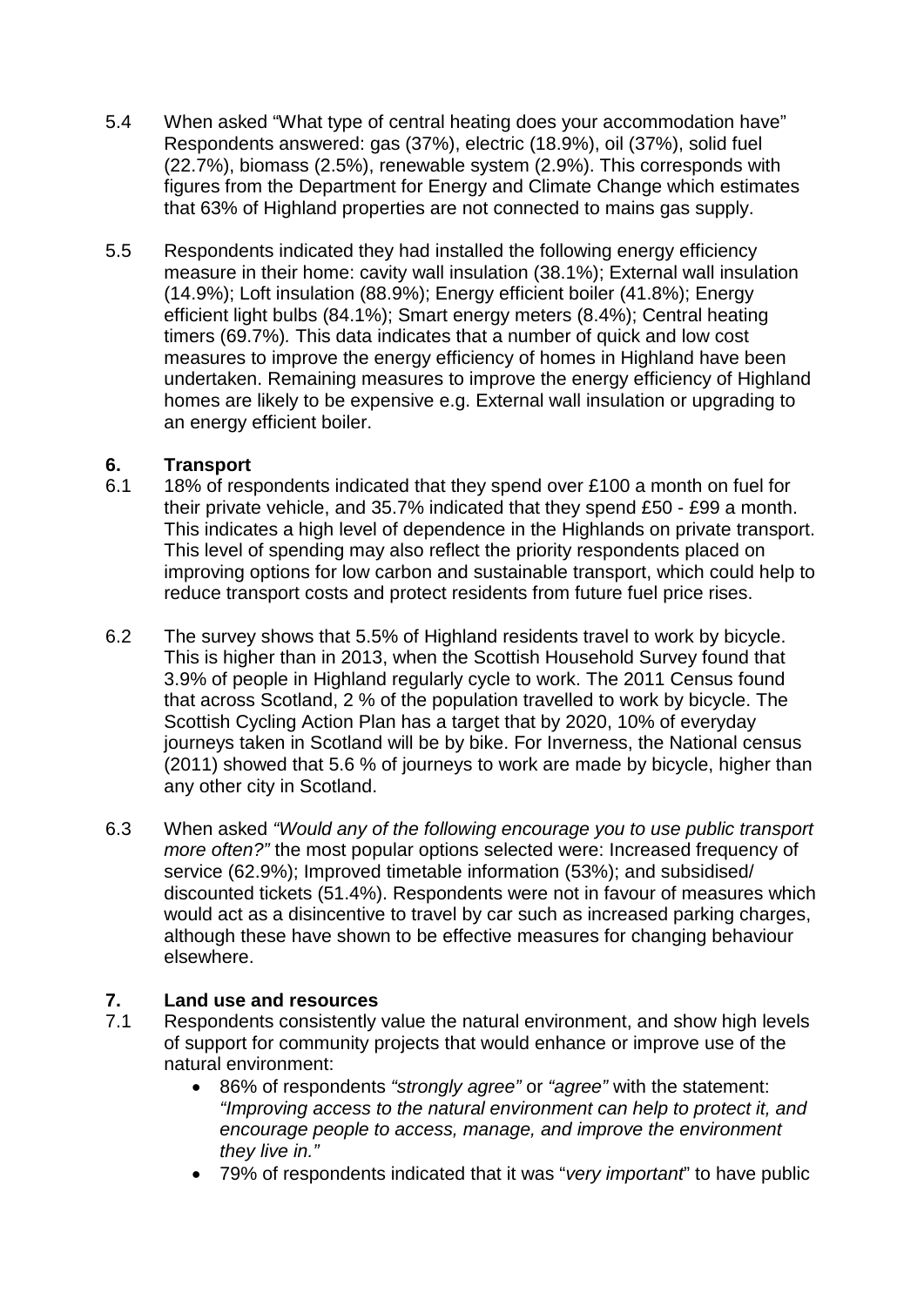5.4 When asked "What type of central heating does your accommodation have" Respondents answered: gas (37%), electric (18.9%), oil (37%), solid fuel (22.7%), biomass (2.5%), renewable system (2.9%). This corresponds with figures from the Department for Energy and Climate Change which estimates that 63% of Highland properties are not connected to mains gas supply.

5.5 Respondents indicated they had installed the following energy efficiency measure in their home: cavity wall insulation (38.1%); External wall insulation (14.9%); Loft insulation (88.9%); Energy efficient boiler (41.8%); Energy efficient light bulbs (84.1%); Smart energy meters (8.4%); Central heating timers (69.7%). This data indicates that a number of quick and low cost measures to improve the energy efficiency of homes in Highland have been undertaken. Remaining measures to improve the energy efficiency of Highland homes are likely to be expensive e.g. External wall insulation or upgrading to an energy efficient boiler.

## 6. Transport

6.1 18% of respondents indicated that they spend over £100 a month on fuel for their private vehicle, and 35.7% indicated that they spend £50 - £99 a month. This indicates a high level of dependence in the Highlands on private transport. This level of spending may also reflect the priority respondents placed on improving options for low carbon and sustainable transport, which could help to reduce transport costs and protect residents from future fuel price rises.

6.2 The survey shows that 5.5% of Highland residents travel to work by bicycle. This is higher than in 2013, when the Scottish Household Survey found that 3.9% of people in Highland regularly cycle to work. The 2011 Census found that across Scotland, 2 % of the population travelled to work by bicycle. The Scottish Cycling Action Plan has a target that by 2020, 10% of everyday journeys taken in Scotland will be by bike. For Inverness, the National census (2011) showed that 5.6 % of journeys to work are made by bicycle, higher than any other city in Scotland.

6.3 When asked *"Would any of the following encourage you to use public transport more often?"* the most popular options selected were: Increased frequency of service (62.9%); Improved timetable information (53%); and subsidised/ discounted tickets (51.4%). Respondents were not in favour of measures which would act as a disincentive to travel by car such as increased parking charges, although these have shown to be effective measures for changing behaviour elsewhere.

## 7. Land use and resources

7.1 Respondents consistently value the natural environment, and show high levels of support for community projects that would enhance or improve use of the natural environment:

- 86% of respondents *"strongly agree"* or *"agree"* with the statement: *"Improving access to the natural environment can help to protect it, and encourage people to access, manage, and improve the environment they live in."*
- 79% of respondents indicated that it was "*very important*" to have public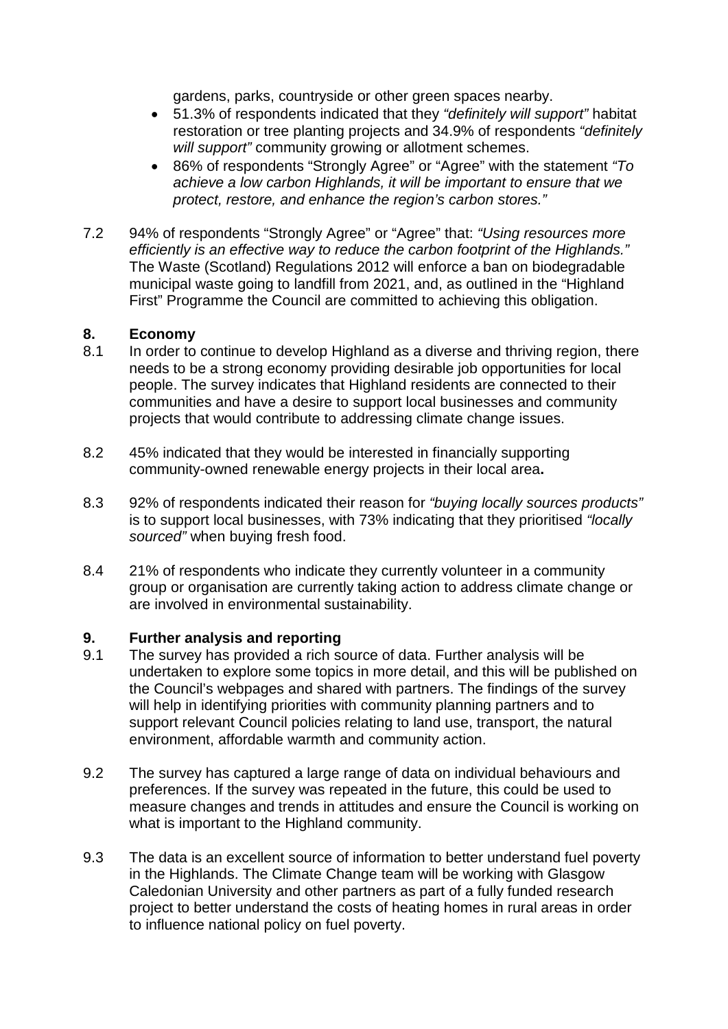gardens, parks, countryside or other green spaces nearby.

- 51.3% of respondents indicated that they *"definitely will support"* habitat restoration or tree planting projects and 34.9% of respondents *"definitely will support"* community growing or allotment schemes.
- 86% of respondents "Strongly Agree" or "Agree" with the statement *"To achieve a low carbon Highlands, it will be important to ensure that we protect, restore, and enhance the region's carbon stores."*

7.2 94% of respondents "Strongly Agree" or "Agree" that: *"Using resources more efficiently is an effective way to reduce the carbon footprint of the Highlands."* The Waste (Scotland) Regulations 2012 will enforce a ban on biodegradable municipal waste going to landfill from 2021, and, as outlined in the "Highland First" Programme the Council are committed to achieving this obligation.

## 8. Economy

8.1 In order to continue to develop Highland as a diverse and thriving region, there needs to be a strong economy providing desirable job opportunities for local people. The survey indicates that Highland residents are connected to their communities and have a desire to support local businesses and community projects that would contribute to addressing climate change issues.

8.2 45% indicated that they would be interested in financially supporting community-owned renewable energy projects in their local area**.**

8.3 92% of respondents indicated their reason for *"buying locally sources products"* is to support local businesses, with 73% indicating that they prioritised *"locally sourced"* when buying fresh food.

8.4 21% of respondents who indicate they currently volunteer in a community group or organisation are currently taking action to address climate change or are involved in environmental sustainability.

## 9. Further analysis and reporting

9.1 The survey has provided a rich source of data. Further analysis will be undertaken to explore some topics in more detail, and this will be published on the Council's webpages and shared with partners. The findings of the survey will help in identifying priorities with community planning partners and to support relevant Council policies relating to land use, transport, the natural environment, affordable warmth and community action.

9.2 The survey has captured a large range of data on individual behaviours and preferences. If the survey was repeated in the future, this could be used to measure changes and trends in attitudes and ensure the Council is working on what is important to the Highland community.

9.3 The data is an excellent source of information to better understand fuel poverty in the Highlands. The Climate Change team will be working with Glasgow Caledonian University and other partners as part of a fully funded research project to better understand the costs of heating homes in rural areas in order to influence national policy on fuel poverty.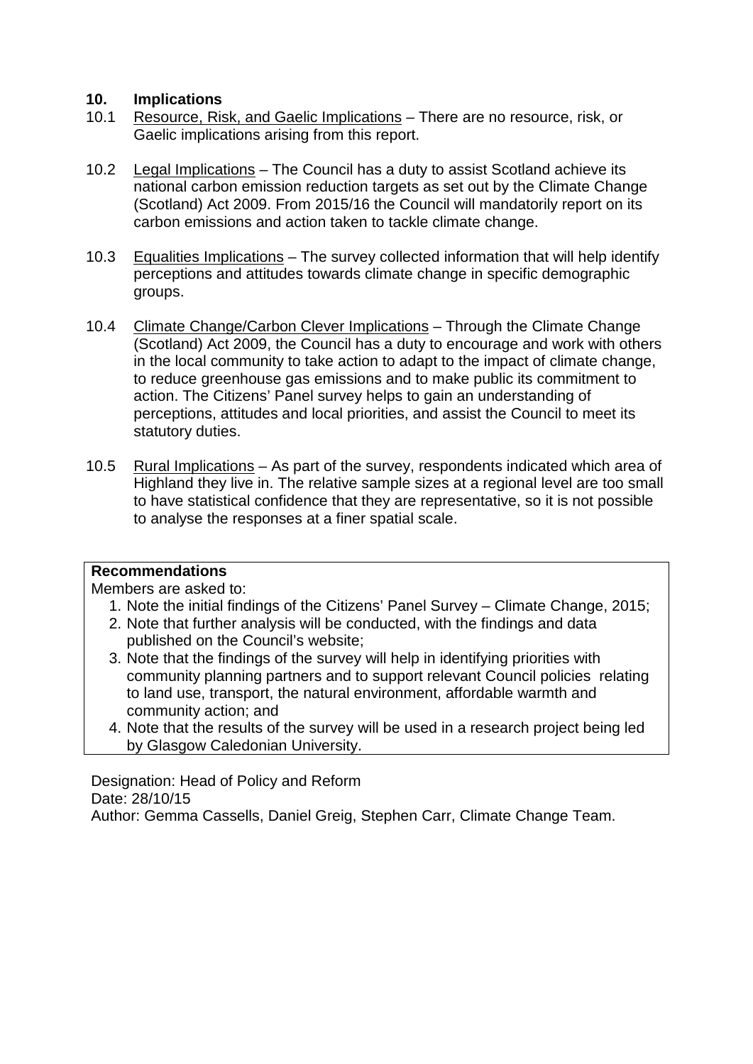## 10. Implications

10.1 Resource, Risk, and Gaelic Implications – There are no resource, risk, or Gaelic implications arising from this report.

10.2 Legal Implications – The Council has a duty to assist Scotland achieve its national carbon emission reduction targets as set out by the Climate Change (Scotland) Act 2009. From 2015/16 the Council will mandatorily report on its carbon emissions and action taken to tackle climate change.

10.3 Equalities Implications – The survey collected information that will help identify perceptions and attitudes towards climate change in specific demographic groups.

10.4 Climate Change/Carbon Clever Implications – Through the Climate Change (Scotland) Act 2009, the Council has a duty to encourage and work with others in the local community to take action to adapt to the impact of climate change, to reduce greenhouse gas emissions and to make public its commitment to action. The Citizens' Panel survey helps to gain an understanding of perceptions, attitudes and local priorities, and assist the Council to meet its statutory duties.

10.5 Rural Implications – As part of the survey, respondents indicated which area of Highland they live in. The relative sample sizes at a regional level are too small to have statistical confidence that they are representative, so it is not possible to analyse the responses at a finer spatial scale.

**Recommendations**

Members are asked to:

1. Note the initial findings of the Citizens' Panel Survey – Climate Change, 2015;
2. Note that further analysis will be conducted, with the findings and data published on the Council's website;
3. Note that the findings of the survey will help in identifying priorities with community planning partners and to support relevant Council policies relating to land use, transport, the natural environment, affordable warmth and community action; and
4. Note that the results of the survey will be used in a research project being led by Glasgow Caledonian University.

Designation: Head of Policy and Reform
Date: 28/10/15
Author: Gemma Cassells, Daniel Greig, Stephen Carr, Climate Change Team.